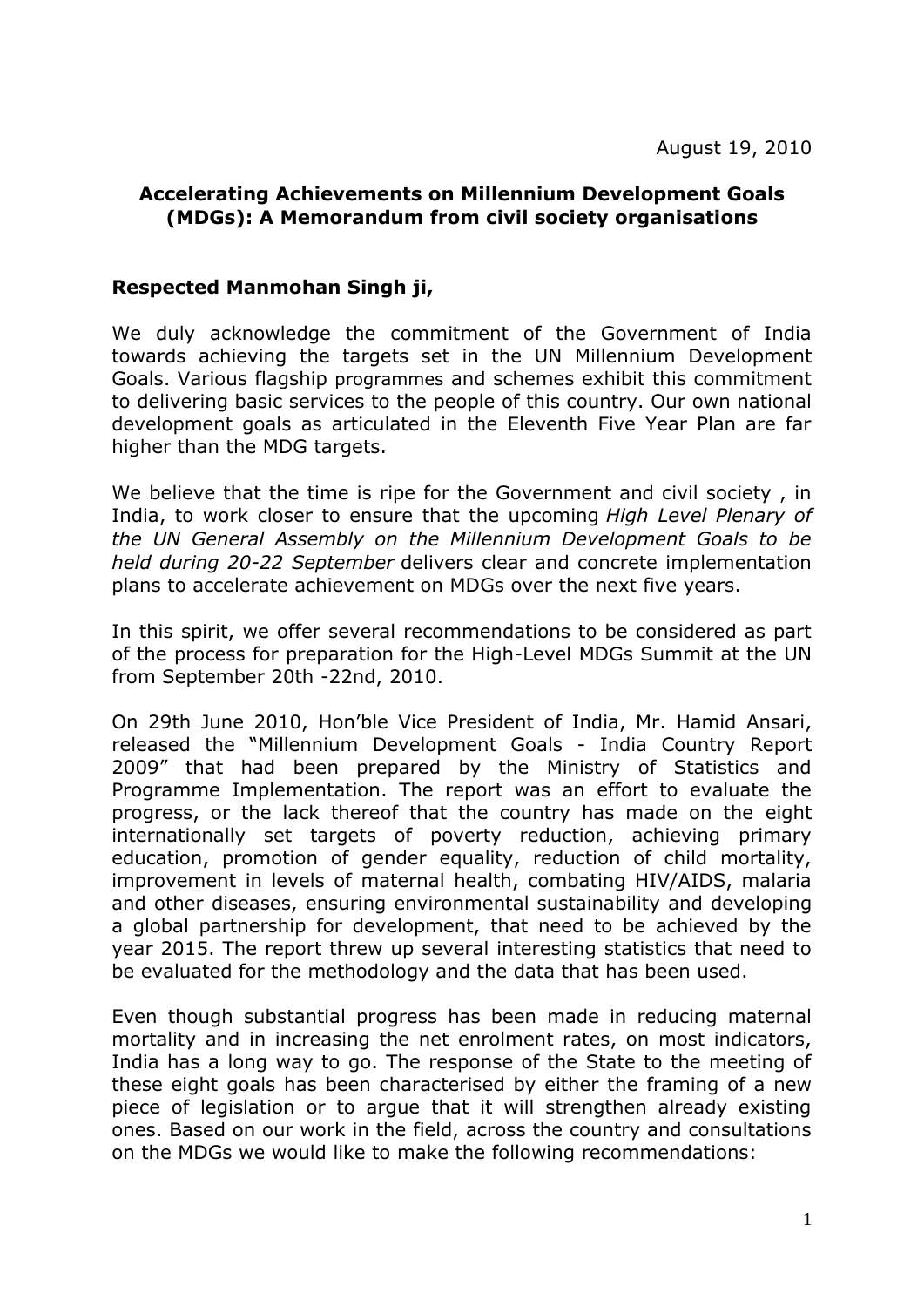August 19, 2010

**Accelerating Achievements on Millennium Development Goals (MDGs): A Memorandum from civil society organisations**

**Respected Manmohan Singh ji,**

We duly acknowledge the commitment of the Government of India towards achieving the targets set in the UN Millennium Development Goals. Various flagship programmes and schemes exhibit this commitment to delivering basic services to the people of this country. Our own national development goals as articulated in the Eleventh Five Year Plan are far higher than the MDG targets.

We believe that the time is ripe for the Government and civil society , in India, to work closer to ensure that the upcoming *High Level Plenary of the UN General Assembly on the Millennium Development Goals to be held during 20-22 September* delivers clear and concrete implementation plans to accelerate achievement on MDGs over the next five years.

In this spirit, we offer several recommendations to be considered as part of the process for preparation for the High-Level MDGs Summit at the UN from September 20th -22nd, 2010.

On 29th June 2010, Hon'ble Vice President of India, Mr. Hamid Ansari, released the "Millennium Development Goals - India Country Report 2009" that had been prepared by the Ministry of Statistics and Programme Implementation. The report was an effort to evaluate the progress, or the lack thereof that the country has made on the eight internationally set targets of poverty reduction, achieving primary education, promotion of gender equality, reduction of child mortality, improvement in levels of maternal health, combating HIV/AIDS, malaria and other diseases, ensuring environmental sustainability and developing a global partnership for development, that need to be achieved by the year 2015. The report threw up several interesting statistics that need to be evaluated for the methodology and the data that has been used.

Even though substantial progress has been made in reducing maternal mortality and in increasing the net enrolment rates, on most indicators, India has a long way to go. The response of the State to the meeting of these eight goals has been characterised by either the framing of a new piece of legislation or to argue that it will strengthen already existing ones. Based on our work in the field, across the country and consultations on the MDGs we would like to make the following recommendations: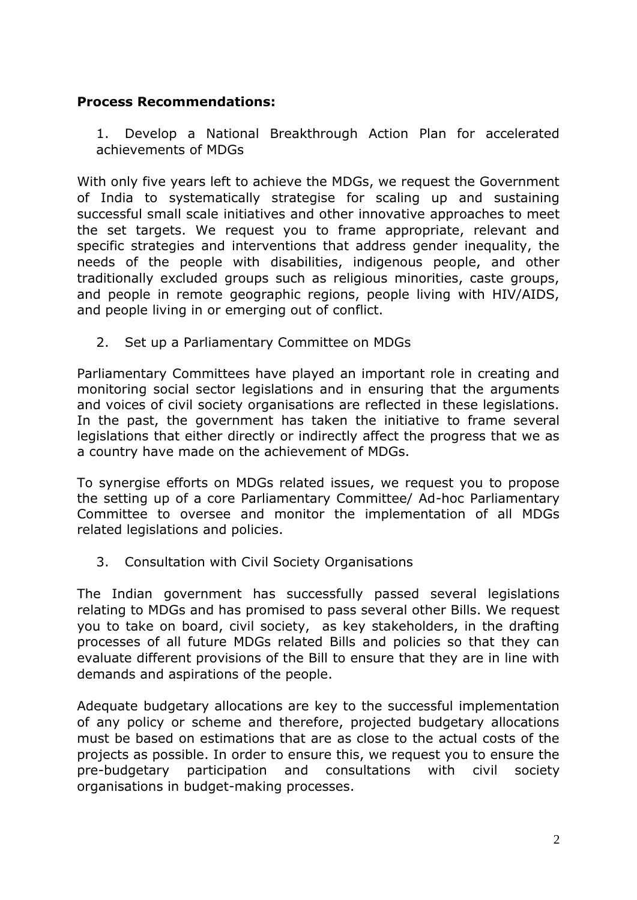**Process Recommendations:**

1. Develop a National Breakthrough Action Plan for accelerated achievements of MDGs

With only five years left to achieve the MDGs, we request the Government of India to systematically strategise for scaling up and sustaining successful small scale initiatives and other innovative approaches to meet the set targets. We request you to frame appropriate, relevant and specific strategies and interventions that address gender inequality, the needs of the people with disabilities, indigenous people, and other traditionally excluded groups such as religious minorities, caste groups, and people in remote geographic regions, people living with HIV/AIDS, and people living in or emerging out of conflict.

2. Set up a Parliamentary Committee on MDGs

Parliamentary Committees have played an important role in creating and monitoring social sector legislations and in ensuring that the arguments and voices of civil society organisations are reflected in these legislations. In the past, the government has taken the initiative to frame several legislations that either directly or indirectly affect the progress that we as a country have made on the achievement of MDGs.

To synergise efforts on MDGs related issues, we request you to propose the setting up of a core Parliamentary Committee/ Ad-hoc Parliamentary Committee to oversee and monitor the implementation of all MDGs related legislations and policies.

3. Consultation with Civil Society Organisations

The Indian government has successfully passed several legislations relating to MDGs and has promised to pass several other Bills. We request you to take on board, civil society, as key stakeholders, in the drafting processes of all future MDGs related Bills and policies so that they can evaluate different provisions of the Bill to ensure that they are in line with demands and aspirations of the people.

Adequate budgetary allocations are key to the successful implementation of any policy or scheme and therefore, projected budgetary allocations must be based on estimations that are as close to the actual costs of the projects as possible. In order to ensure this, we request you to ensure the pre-budgetary participation and consultations with civil society organisations in budget-making processes.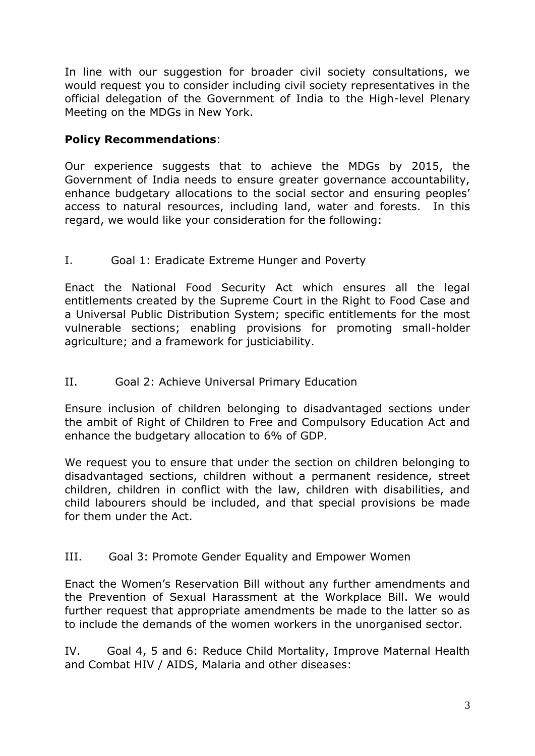In line with our suggestion for broader civil society consultations, we would request you to consider including civil society representatives in the official delegation of the Government of India to the High-level Plenary Meeting on the MDGs in New York.

**Policy Recommendations**:

Our experience suggests that to achieve the MDGs by 2015, the Government of India needs to ensure greater governance accountability, enhance budgetary allocations to the social sector and ensuring peoples' access to natural resources, including land, water and forests. In this regard, we would like your consideration for the following:

I. Goal 1: Eradicate Extreme Hunger and Poverty

Enact the National Food Security Act which ensures all the legal entitlements created by the Supreme Court in the Right to Food Case and a Universal Public Distribution System; specific entitlements for the most vulnerable sections; enabling provisions for promoting small-holder agriculture; and a framework for justiciability.

II. Goal 2: Achieve Universal Primary Education

Ensure inclusion of children belonging to disadvantaged sections under the ambit of Right of Children to Free and Compulsory Education Act and enhance the budgetary allocation to 6% of GDP.

We request you to ensure that under the section on children belonging to disadvantaged sections, children without a permanent residence, street children, children in conflict with the law, children with disabilities, and child labourers should be included, and that special provisions be made for them under the Act.

III. Goal 3: Promote Gender Equality and Empower Women

Enact the Women's Reservation Bill without any further amendments and the Prevention of Sexual Harassment at the Workplace Bill. We would further request that appropriate amendments be made to the latter so as to include the demands of the women workers in the unorganised sector.

IV. Goal 4, 5 and 6: Reduce Child Mortality, Improve Maternal Health and Combat HIV / AIDS, Malaria and other diseases: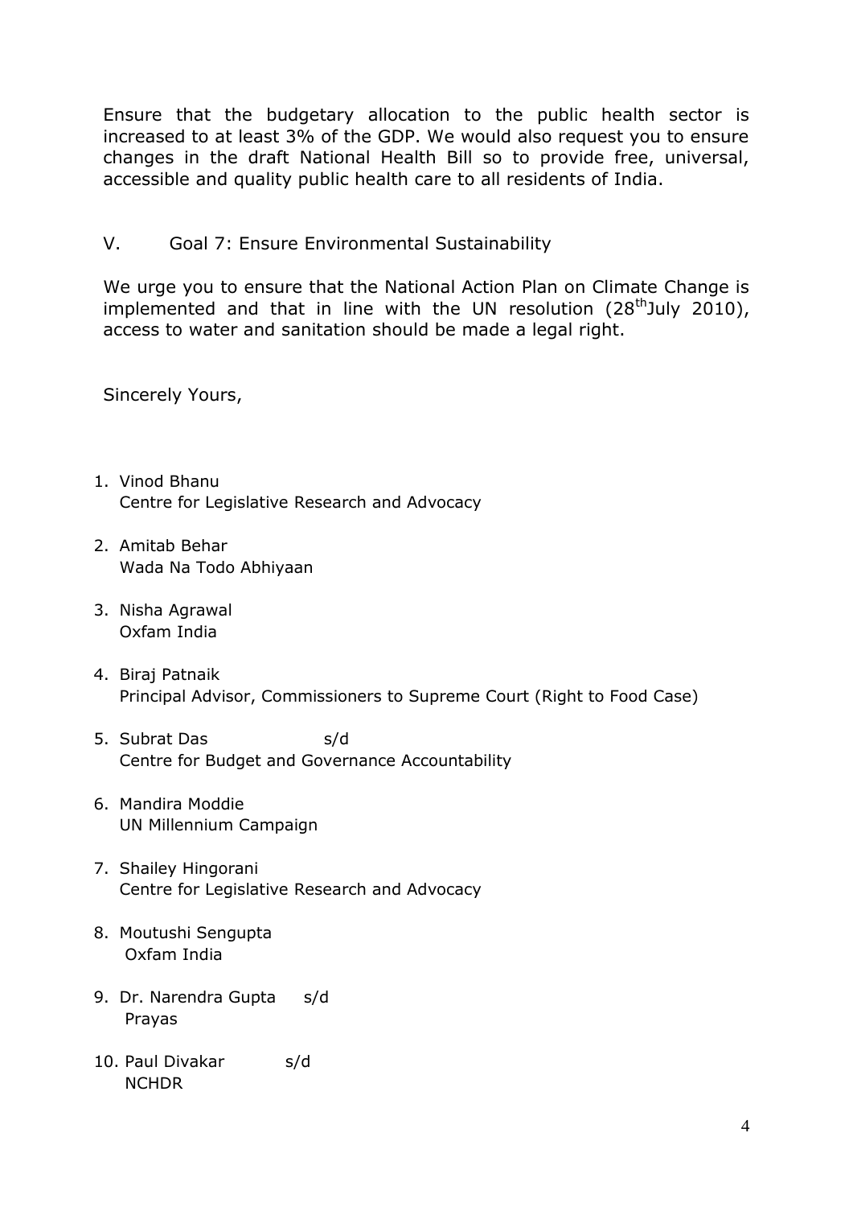Ensure that the budgetary allocation to the public health sector is increased to at least 3% of the GDP. We would also request you to ensure changes in the draft National Health Bill so to provide free, universal, accessible and quality public health care to all residents of India.

V. Goal 7: Ensure Environmental Sustainability

We urge you to ensure that the National Action Plan on Climate Change is implemented and that in line with the UN resolution (28th July 2010), access to water and sanitation should be made a legal right.

Sincerely Yours,

1. Vinod Bhanu
   Centre for Legislative Research and Advocacy
2. Amitab Behar
   Wada Na Todo Abhiyaan
3. Nisha Agrawal
   Oxfam India
4. Biraj Patnaik
   Principal Advisor, Commissioners to Supreme Court (Right to Food Case)
5. Subrat Das s/d
   Centre for Budget and Governance Accountability
6. Mandira Moddie
   UN Millennium Campaign
7. Shailey Hingorani
   Centre for Legislative Research and Advocacy
8. Moutushi Sengupta
   Oxfam India
9. Dr. Narendra Gupta s/d
   Prayas
10. Paul Divakar s/d
    NCHDR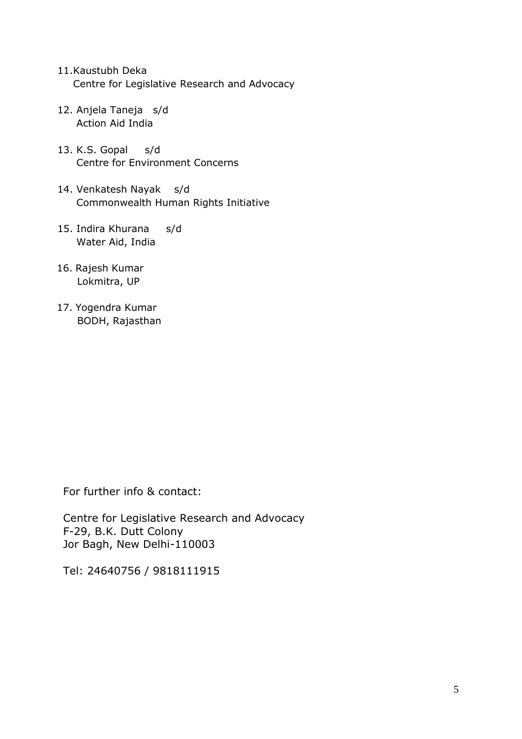11. Kaustubh Deka
    Centre for Legislative Research and Advocacy

12. Anjela Taneja s/d
    Action Aid India

13. K.S. Gopal s/d
    Centre for Environment Concerns

14. Venkatesh Nayak s/d
    Commonwealth Human Rights Initiative

15. Indira Khurana s/d
    Water Aid, India

16. Rajesh Kumar
    Lokmitra, UP

17. Yogendra Kumar
    BODH, Rajasthan

For further info & contact:

Centre for Legislative Research and Advocacy
F-29, B.K. Dutt Colony
Jor Bagh, New Delhi-110003

Tel: 24640756 / 9818111915